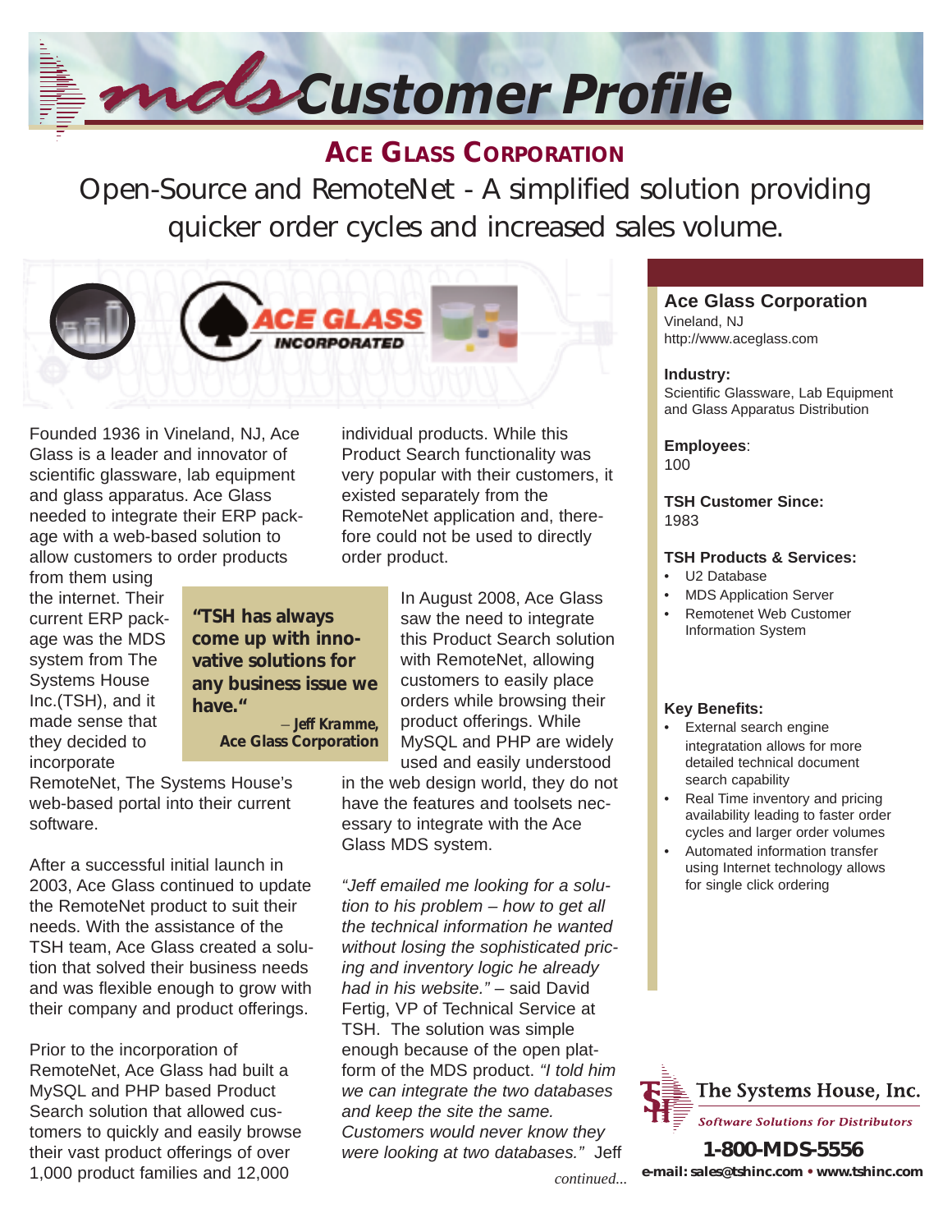# mds Customer Profile

## ACE GLASS CORPORATION

### Open-Source and RemoteNet - A simplified solution providing quicker order cycles and increased sales volume.

Founded 1936 in Vineland, NJ, Ace Glass is a leader and innovator of scientific glassware, lab equipment and glass apparatus. Ace Glass needed to integrate their ERP package with a web-based solution to allow customers to order products from them using the internet. Their current ERP package was the MDS system from The Systems House Inc.(TSH), and it made sense that they decided to incorporate RemoteNet, The Systems House's web-based portal into their current software.

> **"TSH has always come up with innovative solutions for any business issue we have."**
> – ***Jeff Kramme,* Ace Glass Corporation**

After a successful initial launch in 2003, Ace Glass continued to update the RemoteNet product to suit their needs. With the assistance of the TSH team, Ace Glass created a solution that solved their business needs and was flexible enough to grow with their company and product offerings.

Prior to the incorporation of RemoteNet, Ace Glass had built a MySQL and PHP based Product Search solution that allowed customers to quickly and easily browse their vast product offerings of over 1,000 product families and 12,000 individual products. While this Product Search functionality was very popular with their customers, it existed separately from the RemoteNet application and, therefore could not be used to directly order product.

In August 2008, Ace Glass saw the need to integrate this Product Search solution with RemoteNet, allowing customers to easily place orders while browsing their product offerings. While MySQL and PHP are widely used and easily understood in the web design world, they do not have the features and toolsets necessary to integrate with the Ace Glass MDS system.

*"Jeff emailed me looking for a solution to his problem – how to get all the technical information he wanted without losing the sophisticated pricing and inventory logic he already had in his website."* – said David Fertig, VP of Technical Service at TSH. The solution was simple enough because of the open platform of the MDS product. *"I told him we can integrate the two databases and keep the site the same. Customers would never know they were looking at two databases."* Jeff

*continued...*

---

**Ace Glass Corporation**
Vineland, NJ
http://www.aceglass.com

**Industry:**
Scientific Glassware, Lab Equipment and Glass Apparatus Distribution

**Employees**:
100

**TSH Customer Since:**
1983

**TSH Products & Services:**
- U2 Database
- MDS Application Server
- Remotenet Web Customer Information System

**Key Benefits:**
- External search engine integratation allows for more detailed technical document search capability
- Real Time inventory and pricing availability leading to faster order cycles and larger order volumes
- Automated information transfer using Internet technology allows for single click ordering

**The Systems House, Inc.**
*Software Solutions for Distributors*
**1-800-MDS-5556**
**e-mail: sales@tshinc.com • www.tshinc.com**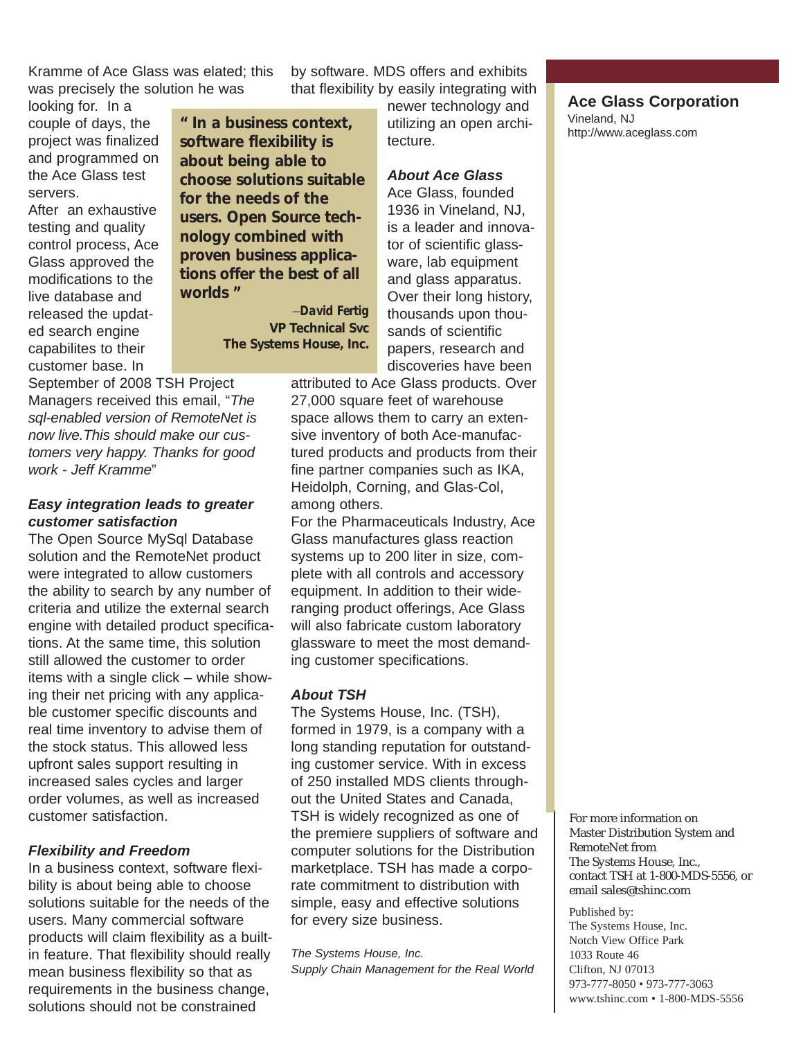Kramme of Ace Glass was elated; this was precisely the solution he was looking for. In a couple of days, the project was finalized and programmed on the Ace Glass test servers.

After an exhaustive testing and quality control process, Ace Glass approved the modifications to the live database and released the updated search engine capabilites to their customer base. In September of 2008 TSH Project Managers received this email, "*The sql-enabled version of RemoteNet is now live.This should make our customers very happy. Thanks for good work - Jeff Kramme*"

> **" In a business context, software flexibility is about being able to choose solutions suitable for the needs of the users. Open Source technology combined with proven business applications offer the best of all worlds "**
>
> **–*David Fertig***
> **VP Technical Svc**
> **The Systems House, Inc.**

### *Easy integration leads to greater customer satisfaction*

The Open Source MySql Database solution and the RemoteNet product were integrated to allow customers the ability to search by any number of criteria and utilize the external search engine with detailed product specifications. At the same time, this solution still allowed the customer to order items with a single click – while showing their net pricing with any applicable customer specific discounts and real time inventory to advise them of the stock status. This allowed less upfront sales support resulting in increased sales cycles and larger order volumes, as well as increased customer satisfaction.

### *Flexibility and Freedom*

In a business context, software flexibility is about being able to choose solutions suitable for the needs of the users. Many commercial software products will claim flexibility as a built-in feature. That flexibility should really mean business flexibility so that as requirements in the business change, solutions should not be constrained by software. MDS offers and exhibits that flexibility by easily integrating with newer technology and utilizing an open architecture.

### *About Ace Glass*

Ace Glass, founded 1936 in Vineland, NJ, is a leader and innovator of scientific glassware, lab equipment and glass apparatus. Over their long history, thousands upon thousands of scientific papers, research and discoveries have been attributed to Ace Glass products. Over 27,000 square feet of warehouse space allows them to carry an extensive inventory of both Ace-manufactured products and products from their fine partner companies such as IKA, Heidolph, Corning, and Glas-Col, among others.

For the Pharmaceuticals Industry, Ace Glass manufactures glass reaction systems up to 200 liter in size, complete with all controls and accessory equipment. In addition to their wide-ranging product offerings, Ace Glass will also fabricate custom laboratory glassware to meet the most demanding customer specifications.

### *About TSH*

The Systems House, Inc. (TSH), formed in 1979, is a company with a long standing reputation for outstanding customer service. With in excess of 250 installed MDS clients throughout the United States and Canada, TSH is widely recognized as one of the premiere suppliers of software and computer solutions for the Distribution marketplace. TSH has made a corporate commitment to distribution with simple, easy and effective solutions for every size business.

*The Systems House, Inc.*
*Supply Chain Management for the Real World*

**Ace Glass Corporation**
Vineland, NJ
http://www.aceglass.com

For more information on Master Distribution System and RemoteNet from The Systems House, Inc., contact TSH at 1-800-MDS-5556, or email sales@tshinc.com

Published by:
The Systems House, Inc.
Notch View Office Park
1033 Route 46
Clifton, NJ 07013
973-777-8050 • 973-777-3063
www.tshinc.com • 1-800-MDS-5556